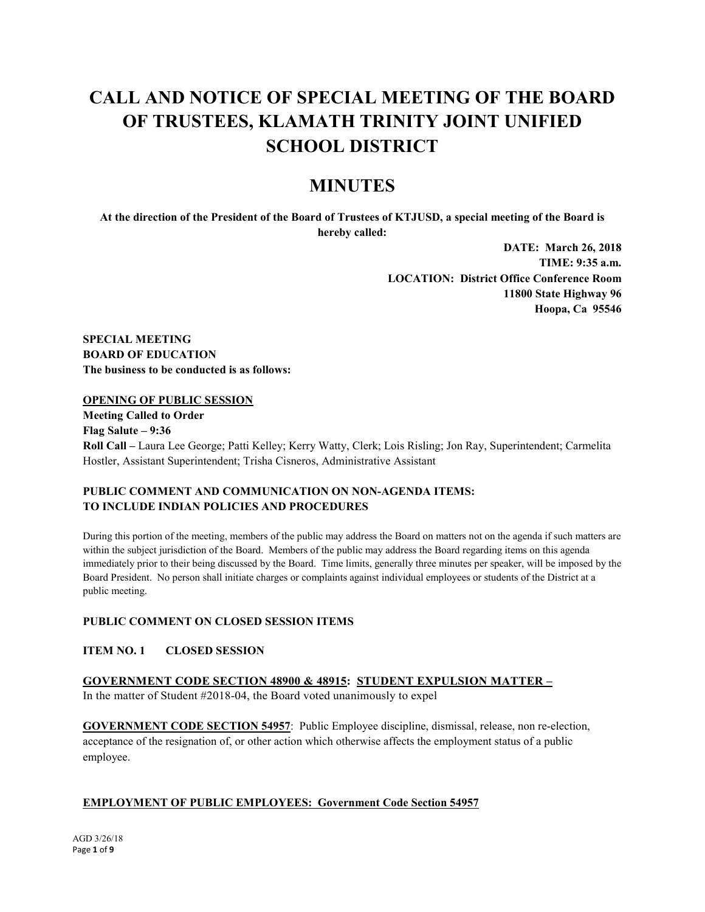# CALL AND NOTICE OF SPECIAL MEETING OF THE BOARD OF TRUSTEES, KLAMATH TRINITY JOINT UNIFIED SCHOOL DISTRICT

# MINUTES

**At the direction of the President of the Board of Trustees of KTJUSD, a special meeting of the Board is hereby called:**

**DATE: March 26, 2018**
**TIME: 9:35 a.m.**
**LOCATION: District Office Conference Room**
**11800 State Highway 96**
**Hoopa, Ca 95546**

**SPECIAL MEETING**
**BOARD OF EDUCATION**
**The business to be conducted is as follows:**

**OPENING OF PUBLIC SESSION**

**Meeting Called to Order**

**Flag Salute – 9:36**

**Roll Call –** Laura Lee George; Patti Kelley; Kerry Watty, Clerk; Lois Risling; Jon Ray, Superintendent; Carmelita Hostler, Assistant Superintendent; Trisha Cisneros, Administrative Assistant

**PUBLIC COMMENT AND COMMUNICATION ON NON-AGENDA ITEMS: TO INCLUDE INDIAN POLICIES AND PROCEDURES**

During this portion of the meeting, members of the public may address the Board on matters not on the agenda if such matters are within the subject jurisdiction of the Board. Members of the public may address the Board regarding items on this agenda immediately prior to their being discussed by the Board. Time limits, generally three minutes per speaker, will be imposed by the Board President. No person shall initiate charges or complaints against individual employees or students of the District at a public meeting.

**PUBLIC COMMENT ON CLOSED SESSION ITEMS**

**ITEM NO. 1 CLOSED SESSION**

**GOVERNMENT CODE SECTION 48900 & 48915: STUDENT EXPULSION MATTER –**
In the matter of Student #2018-04, the Board voted unanimously to expel

**GOVERNMENT CODE SECTION 54957**: Public Employee discipline, dismissal, release, non re-election, acceptance of the resignation of, or other action which otherwise affects the employment status of a public employee.

**EMPLOYMENT OF PUBLIC EMPLOYEES: Government Code Section 54957**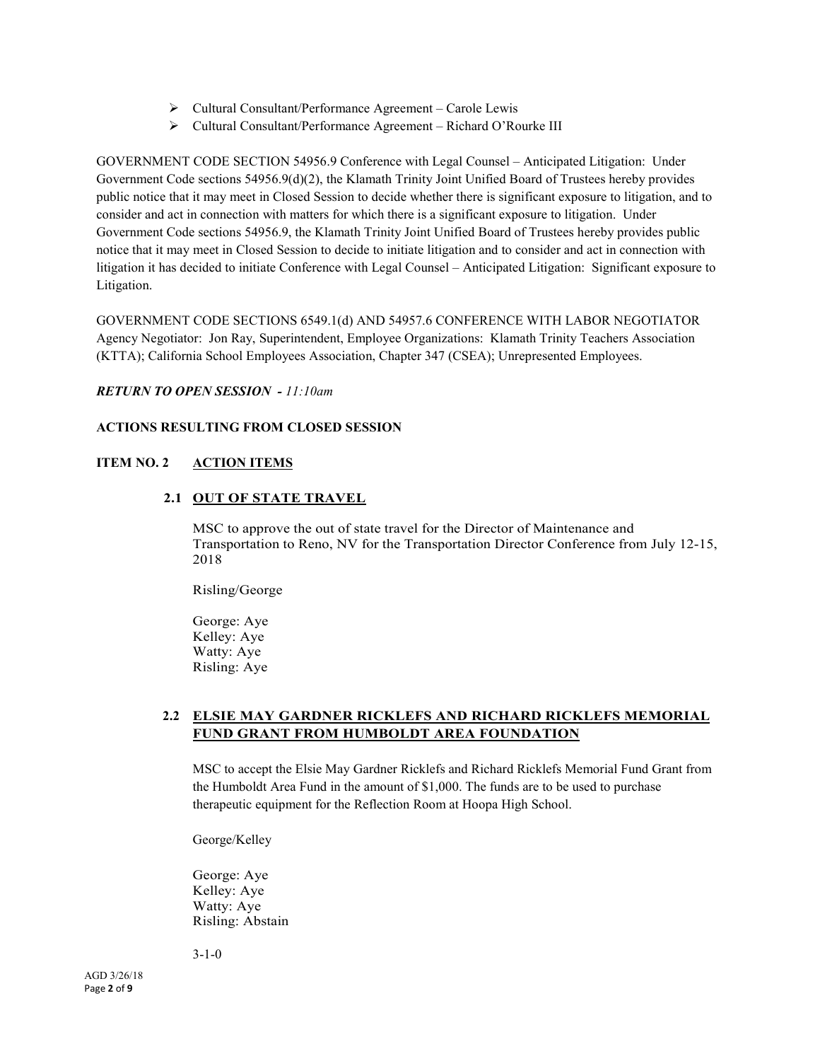- Cultural Consultant/Performance Agreement – Carole Lewis
- Cultural Consultant/Performance Agreement – Richard O'Rourke III

GOVERNMENT CODE SECTION 54956.9 Conference with Legal Counsel – Anticipated Litigation: Under Government Code sections 54956.9(d)(2), the Klamath Trinity Joint Unified Board of Trustees hereby provides public notice that it may meet in Closed Session to decide whether there is significant exposure to litigation, and to consider and act in connection with matters for which there is a significant exposure to litigation. Under Government Code sections 54956.9, the Klamath Trinity Joint Unified Board of Trustees hereby provides public notice that it may meet in Closed Session to decide to initiate litigation and to consider and act in connection with litigation it has decided to initiate Conference with Legal Counsel – Anticipated Litigation: Significant exposure to Litigation.

GOVERNMENT CODE SECTIONS 6549.1(d) AND 54957.6 CONFERENCE WITH LABOR NEGOTIATOR Agency Negotiator: Jon Ray, Superintendent, Employee Organizations: Klamath Trinity Teachers Association (KTTA); California School Employees Association, Chapter 347 (CSEA); Unrepresented Employees.

***RETURN TO OPEN SESSION** - 11:10am*

**ACTIONS RESULTING FROM CLOSED SESSION**

**ITEM NO. 2 ACTION ITEMS**

**2.1 OUT OF STATE TRAVEL**

MSC to approve the out of state travel for the Director of Maintenance and Transportation to Reno, NV for the Transportation Director Conference from July 12-15, 2018

Risling/George

George: Aye
Kelley: Aye
Watty: Aye
Risling: Aye

**2.2 ELSIE MAY GARDNER RICKLEFS AND RICHARD RICKLEFS MEMORIAL FUND GRANT FROM HUMBOLDT AREA FOUNDATION**

MSC to accept the Elsie May Gardner Ricklefs and Richard Ricklefs Memorial Fund Grant from the Humboldt Area Fund in the amount of $1,000. The funds are to be used to purchase therapeutic equipment for the Reflection Room at Hoopa High School.

George/Kelley

George: Aye
Kelley: Aye
Watty: Aye
Risling: Abstain

3-1-0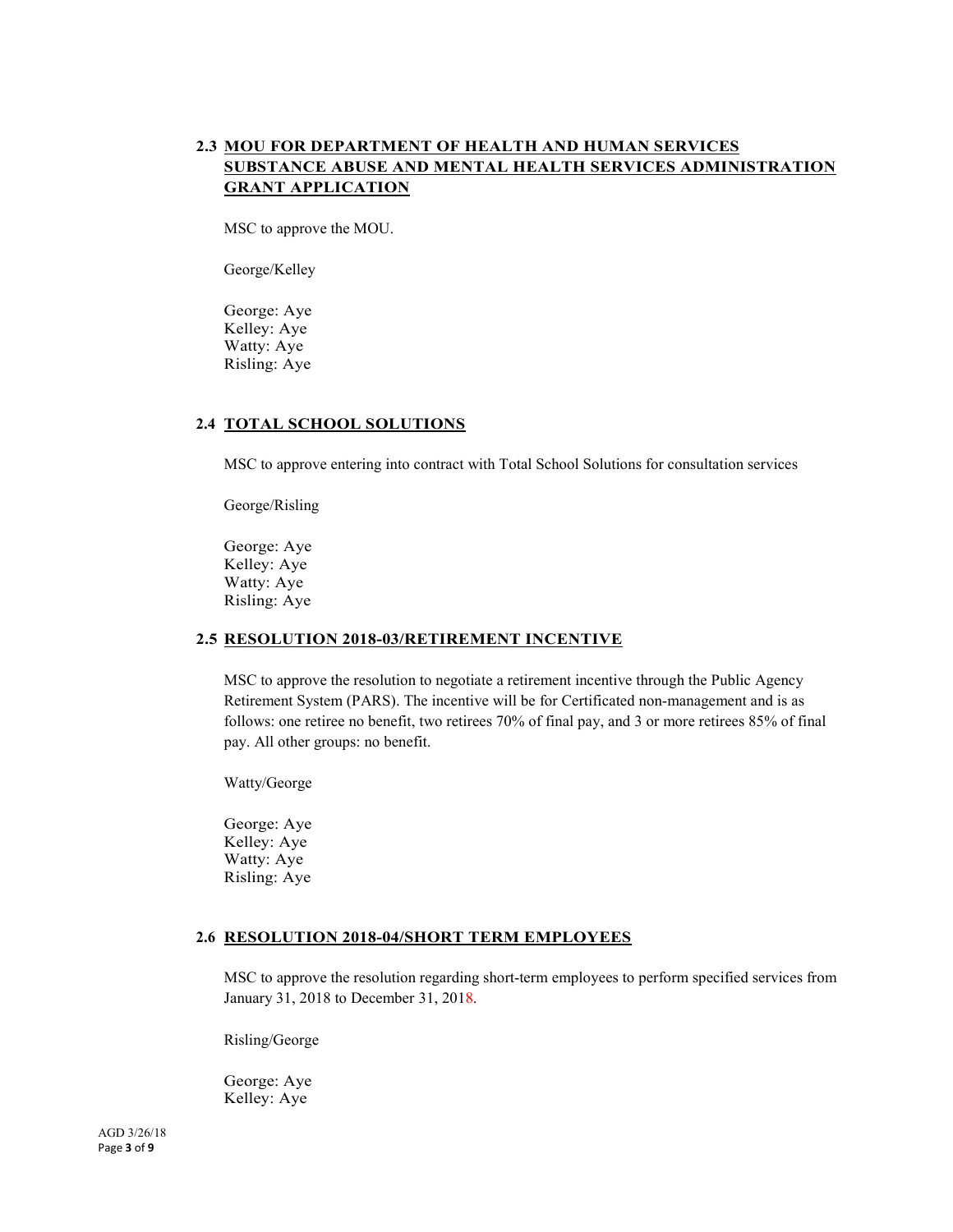## 2.3 MOU FOR DEPARTMENT OF HEALTH AND HUMAN SERVICES SUBSTANCE ABUSE AND MENTAL HEALTH SERVICES ADMINISTRATION GRANT APPLICATION

MSC to approve the MOU.

George/Kelley

George: Aye
Kelley: Aye
Watty: Aye
Risling: Aye

## 2.4 TOTAL SCHOOL SOLUTIONS

MSC to approve entering into contract with Total School Solutions for consultation services

George/Risling

George: Aye
Kelley: Aye
Watty: Aye
Risling: Aye

## 2.5 RESOLUTION 2018-03/RETIREMENT INCENTIVE

MSC to approve the resolution to negotiate a retirement incentive through the Public Agency Retirement System (PARS). The incentive will be for Certificated non-management and is as follows: one retiree no benefit, two retirees 70% of final pay, and 3 or more retirees 85% of final pay. All other groups: no benefit.

Watty/George

George: Aye
Kelley: Aye
Watty: Aye
Risling: Aye

## 2.6 RESOLUTION 2018-04/SHORT TERM EMPLOYEES

MSC to approve the resolution regarding short-term employees to perform specified services from January 31, 2018 to December 31, 2018.

Risling/George

George: Aye
Kelley: Aye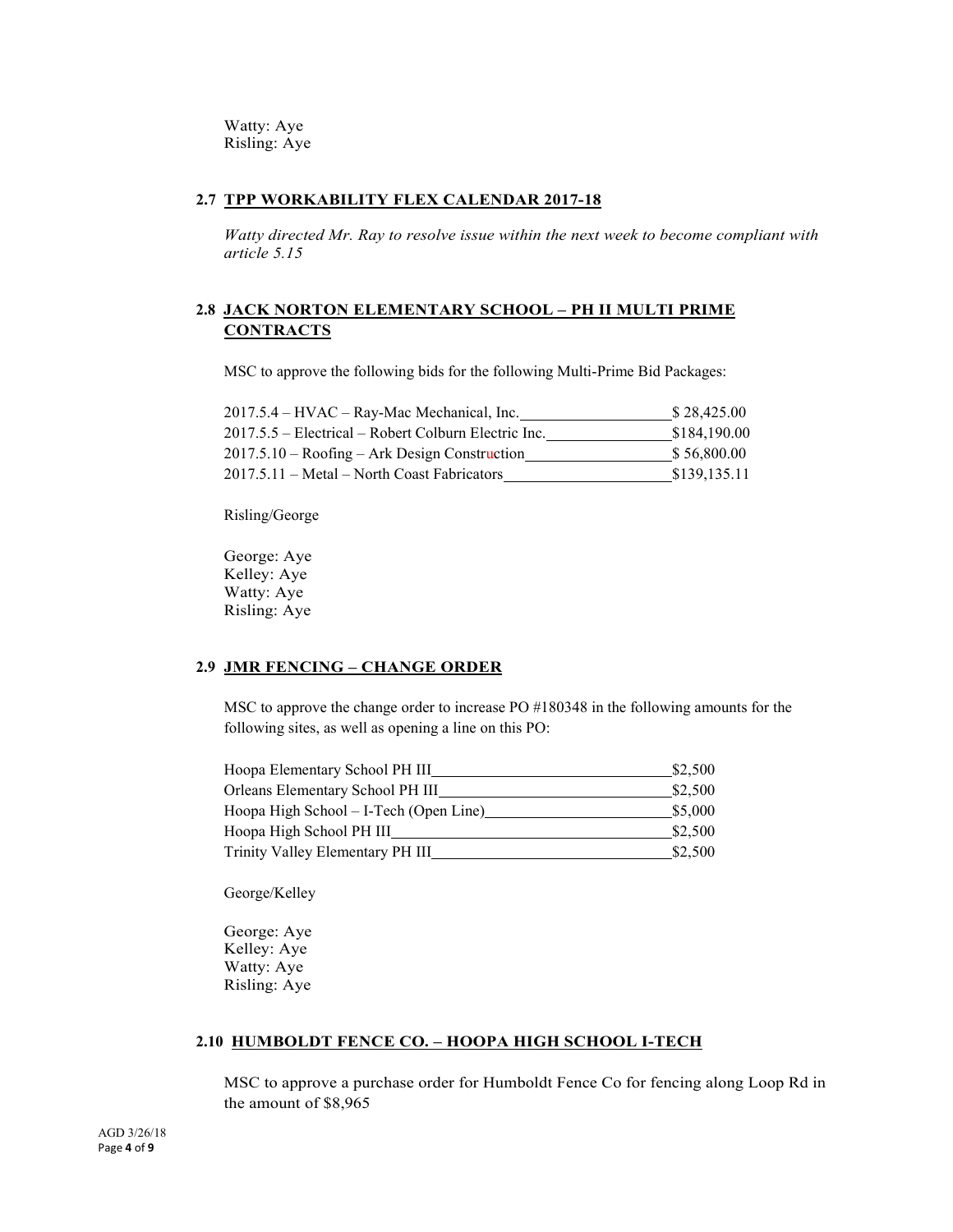Watty: Aye
Risling: Aye

### 2.7 TPP WORKABILITY FLEX CALENDAR 2017-18

*Watty directed Mr. Ray to resolve issue within the next week to become compliant with article 5.15*

### 2.8 JACK NORTON ELEMENTARY SCHOOL – PH II MULTI PRIME CONTRACTS

MSC to approve the following bids for the following Multi-Prime Bid Packages:

| | |
|---|---|
| 2017.5.4 – HVAC – Ray-Mac Mechanical, Inc. | $ 28,425.00 |
| 2017.5.5 – Electrical – Robert Colburn Electric Inc. | $184,190.00 |
| 2017.5.10 – Roofing – Ark Design Construction | $ 56,800.00 |
| 2017.5.11 – Metal – North Coast Fabricators | $139,135.11 |

Risling/George

George: Aye
Kelley: Aye
Watty: Aye
Risling: Aye

### 2.9 JMR FENCING – CHANGE ORDER

MSC to approve the change order to increase PO #180348 in the following amounts for the following sites, as well as opening a line on this PO:

| | |
|---|---|
| Hoopa Elementary School PH III | $2,500 |
| Orleans Elementary School PH III | $2,500 |
| Hoopa High School – I-Tech (Open Line) | $5,000 |
| Hoopa High School PH III | $2,500 |
| Trinity Valley Elementary PH III | $2,500 |

George/Kelley

George: Aye
Kelley: Aye
Watty: Aye
Risling: Aye

### 2.10 HUMBOLDT FENCE CO. – HOOPA HIGH SCHOOL I-TECH

MSC to approve a purchase order for Humboldt Fence Co for fencing along Loop Rd in the amount of $8,965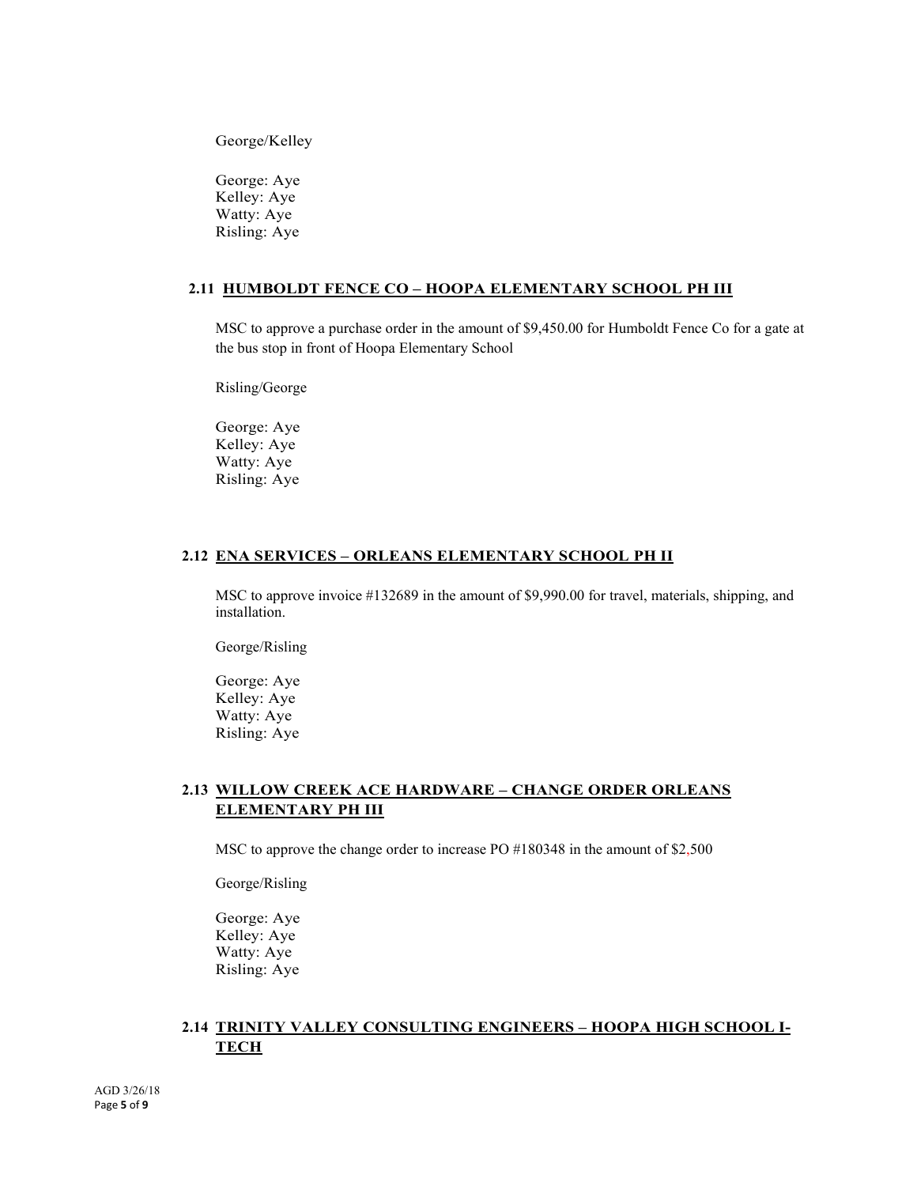George/Kelley

George: Aye
Kelley: Aye
Watty: Aye
Risling: Aye

### 2.11 HUMBOLDT FENCE CO – HOOPA ELEMENTARY SCHOOL PH III

MSC to approve a purchase order in the amount of $9,450.00 for Humboldt Fence Co for a gate at the bus stop in front of Hoopa Elementary School

Risling/George

George: Aye
Kelley: Aye
Watty: Aye
Risling: Aye

### 2.12 ENA SERVICES – ORLEANS ELEMENTARY SCHOOL PH II

MSC to approve invoice #132689 in the amount of $9,990.00 for travel, materials, shipping, and installation.

George/Risling

George: Aye
Kelley: Aye
Watty: Aye
Risling: Aye

### 2.13 WILLOW CREEK ACE HARDWARE – CHANGE ORDER ORLEANS ELEMENTARY PH III

MSC to approve the change order to increase PO #180348 in the amount of $2,500

George/Risling

George: Aye
Kelley: Aye
Watty: Aye
Risling: Aye

### 2.14 TRINITY VALLEY CONSULTING ENGINEERS – HOOPA HIGH SCHOOL I-TECH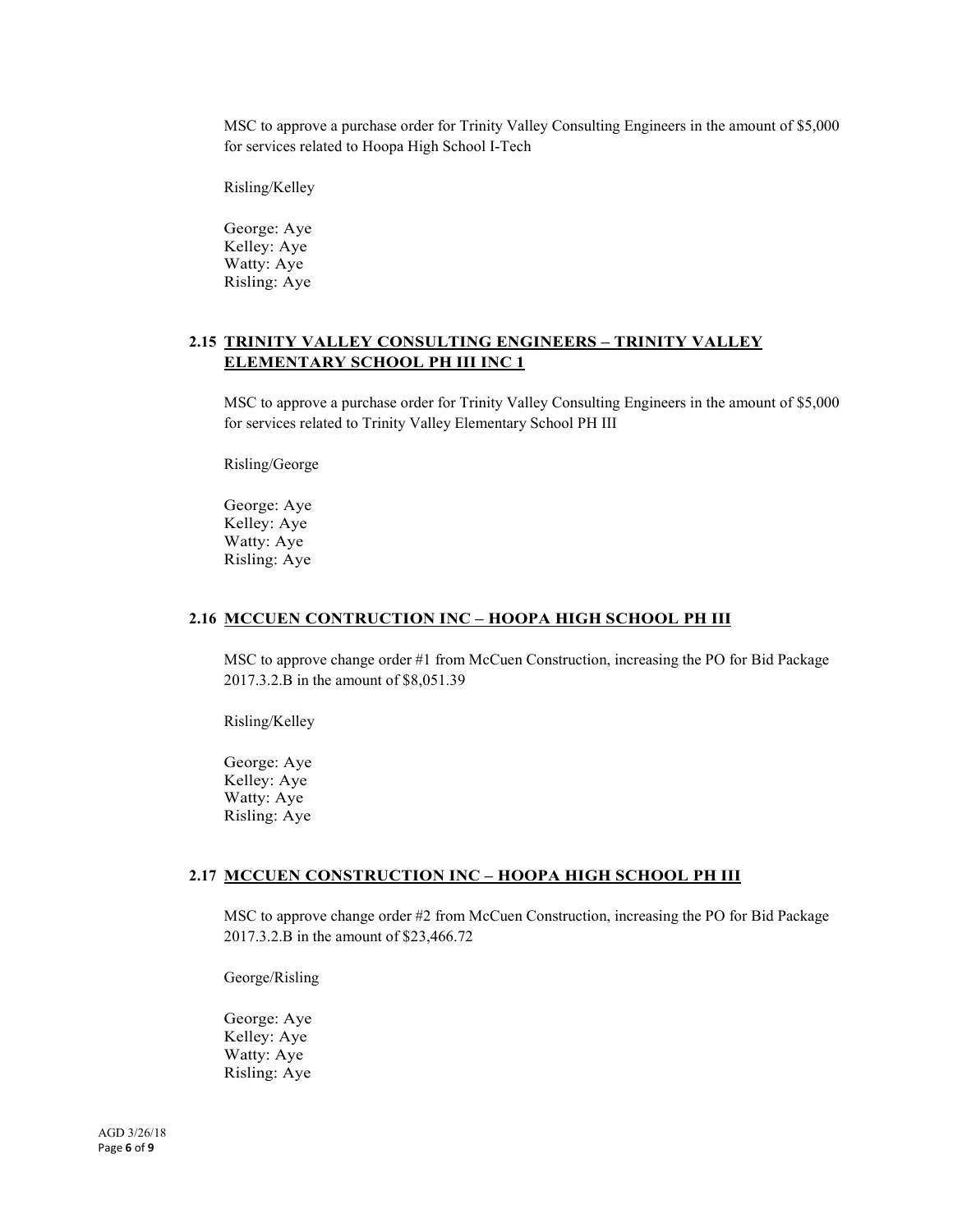MSC to approve a purchase order for Trinity Valley Consulting Engineers in the amount of $5,000 for services related to Hoopa High School I-Tech

Risling/Kelley

George: Aye
Kelley: Aye
Watty: Aye
Risling: Aye

### 2.15 TRINITY VALLEY CONSULTING ENGINEERS – TRINITY VALLEY ELEMENTARY SCHOOL PH III INC 1

MSC to approve a purchase order for Trinity Valley Consulting Engineers in the amount of $5,000 for services related to Trinity Valley Elementary School PH III

Risling/George

George: Aye
Kelley: Aye
Watty: Aye
Risling: Aye

### 2.16 MCCUEN CONTRUCTION INC – HOOPA HIGH SCHOOL PH III

MSC to approve change order #1 from McCuen Construction, increasing the PO for Bid Package 2017.3.2.B in the amount of $8,051.39

Risling/Kelley

George: Aye
Kelley: Aye
Watty: Aye
Risling: Aye

### 2.17 MCCUEN CONSTRUCTION INC – HOOPA HIGH SCHOOL PH III

MSC to approve change order #2 from McCuen Construction, increasing the PO for Bid Package 2017.3.2.B in the amount of $23,466.72

George/Risling

George: Aye
Kelley: Aye
Watty: Aye
Risling: Aye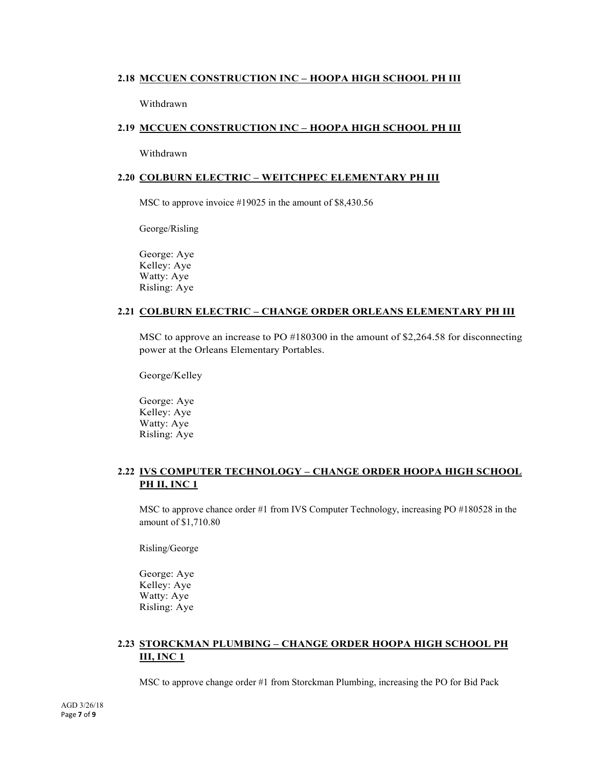### 2.18 MCCUEN CONSTRUCTION INC – HOOPA HIGH SCHOOL PH III

Withdrawn

### 2.19 MCCUEN CONSTRUCTION INC – HOOPA HIGH SCHOOL PH III

Withdrawn

### 2.20 COLBURN ELECTRIC – WEITCHPEC ELEMENTARY PH III

MSC to approve invoice #19025 in the amount of $8,430.56

George/Risling

George: Aye
Kelley: Aye
Watty: Aye
Risling: Aye

### 2.21 COLBURN ELECTRIC – CHANGE ORDER ORLEANS ELEMENTARY PH III

MSC to approve an increase to PO #180300 in the amount of $2,264.58 for disconnecting power at the Orleans Elementary Portables.

George/Kelley

George: Aye
Kelley: Aye
Watty: Aye
Risling: Aye

### 2.22 IVS COMPUTER TECHNOLOGY – CHANGE ORDER HOOPA HIGH SCHOOL PH II, INC 1

MSC to approve chance order #1 from IVS Computer Technology, increasing PO #180528 in the amount of $1,710.80

Risling/George

George: Aye
Kelley: Aye
Watty: Aye
Risling: Aye

### 2.23 STORCKMAN PLUMBING – CHANGE ORDER HOOPA HIGH SCHOOL PH III, INC 1

MSC to approve change order #1 from Storckman Plumbing, increasing the PO for Bid Pack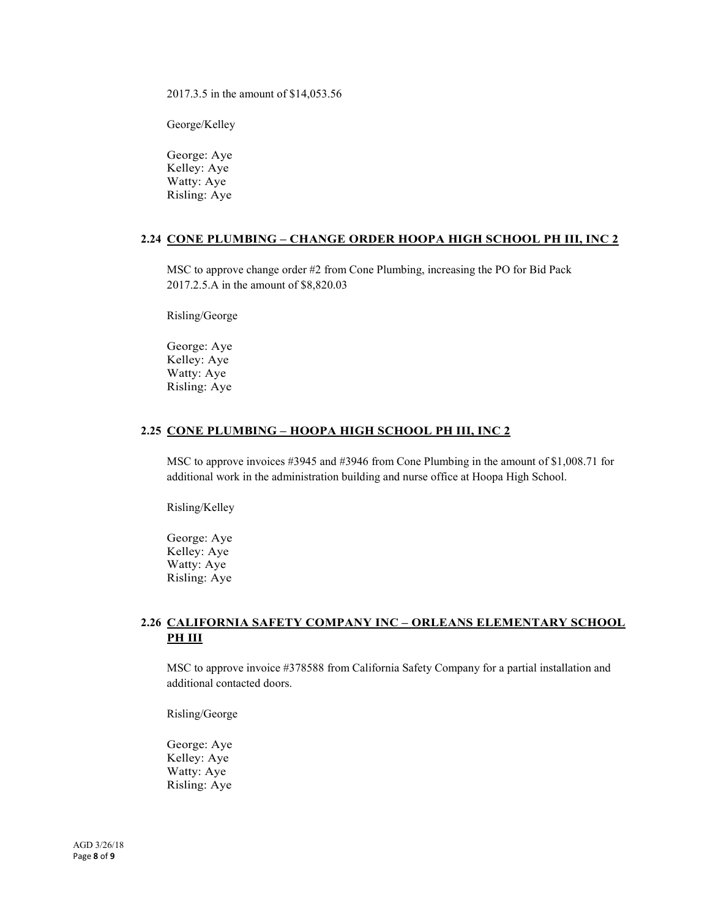2017.3.5 in the amount of $14,053.56

George/Kelley

George: Aye
Kelley: Aye
Watty: Aye
Risling: Aye

### 2.24 CONE PLUMBING – CHANGE ORDER HOOPA HIGH SCHOOL PH III, INC 2

MSC to approve change order #2 from Cone Plumbing, increasing the PO for Bid Pack 2017.2.5.A in the amount of $8,820.03

Risling/George

George: Aye
Kelley: Aye
Watty: Aye
Risling: Aye

### 2.25 CONE PLUMBING – HOOPA HIGH SCHOOL PH III, INC 2

MSC to approve invoices #3945 and #3946 from Cone Plumbing in the amount of $1,008.71 for additional work in the administration building and nurse office at Hoopa High School.

Risling/Kelley

George: Aye
Kelley: Aye
Watty: Aye
Risling: Aye

### 2.26 CALIFORNIA SAFETY COMPANY INC – ORLEANS ELEMENTARY SCHOOL PH III

MSC to approve invoice #378588 from California Safety Company for a partial installation and additional contacted doors.

Risling/George

George: Aye
Kelley: Aye
Watty: Aye
Risling: Aye

AGD 3/26/18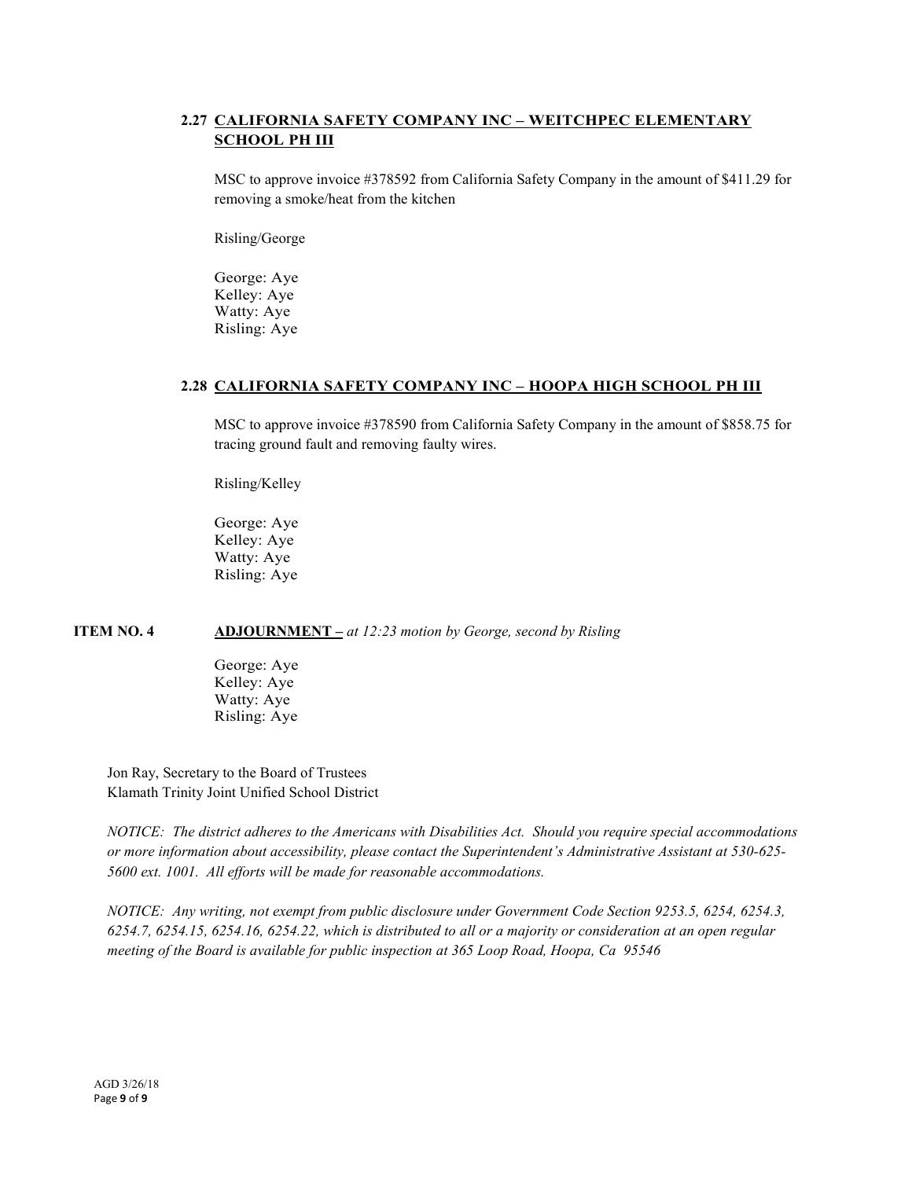### 2.27 CALIFORNIA SAFETY COMPANY INC – WEITCHPEC ELEMENTARY SCHOOL PH III

MSC to approve invoice #378592 from California Safety Company in the amount of $411.29 for removing a smoke/heat from the kitchen

Risling/George

George: Aye
Kelley: Aye
Watty: Aye
Risling: Aye

### 2.28 CALIFORNIA SAFETY COMPANY INC – HOOPA HIGH SCHOOL PH III

MSC to approve invoice #378590 from California Safety Company in the amount of $858.75 for tracing ground fault and removing faulty wires.

Risling/Kelley

George: Aye
Kelley: Aye
Watty: Aye
Risling: Aye

**ITEM NO. 4** **ADJOURNMENT –** *at 12:23 motion by George, second by Risling*

George: Aye
Kelley: Aye
Watty: Aye
Risling: Aye

Jon Ray, Secretary to the Board of Trustees
Klamath Trinity Joint Unified School District

*NOTICE: The district adheres to the Americans with Disabilities Act. Should you require special accommodations or more information about accessibility, please contact the Superintendent's Administrative Assistant at 530-625-5600 ext. 1001. All efforts will be made for reasonable accommodations.*

*NOTICE: Any writing, not exempt from public disclosure under Government Code Section 9253.5, 6254, 6254.3, 6254.7, 6254.15, 6254.16, 6254.22, which is distributed to all or a majority or consideration at an open regular meeting of the Board is available for public inspection at 365 Loop Road, Hoopa, Ca 95546*

AGD 3/26/18